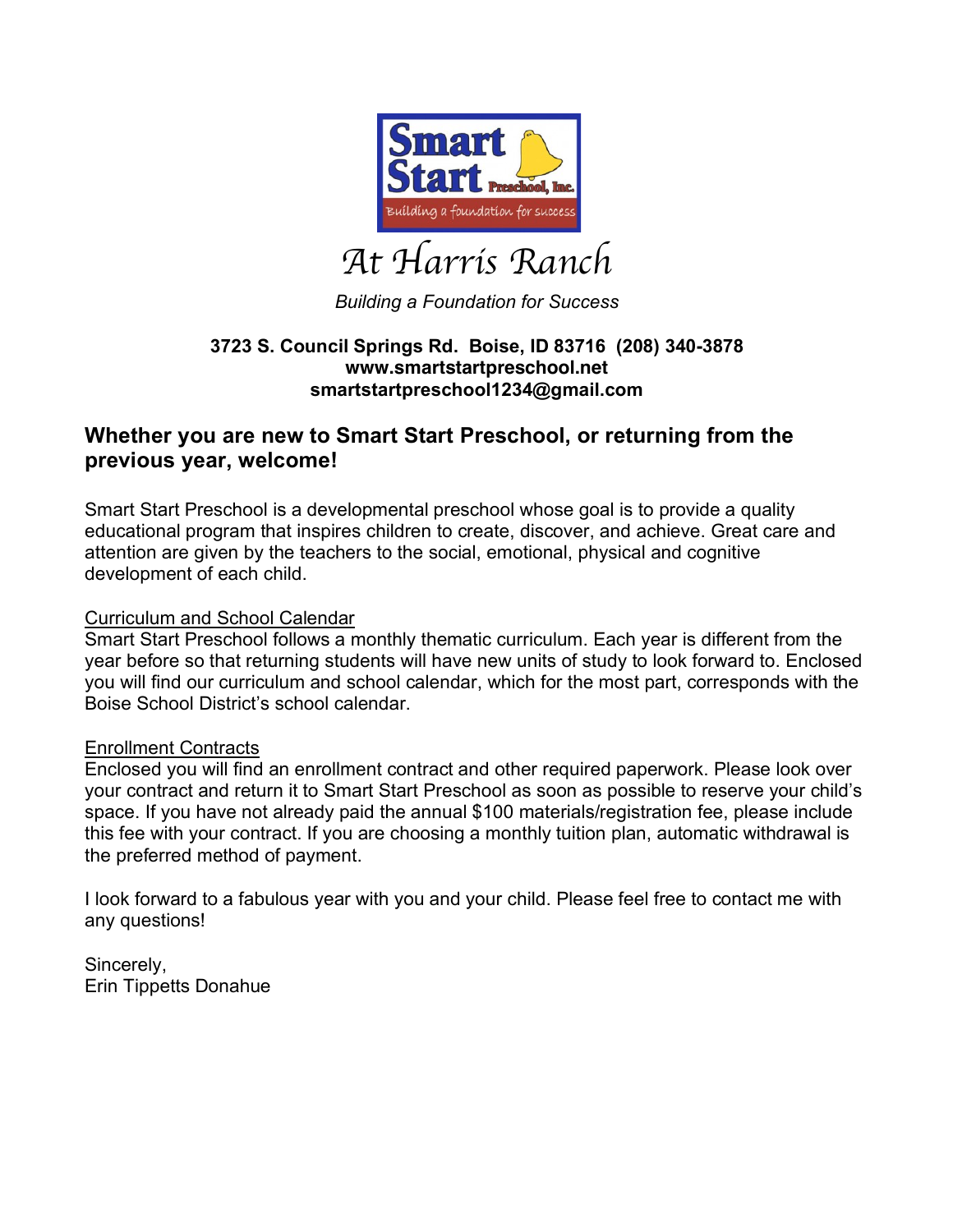Smart Start Preschool, Inc.

Building a foundation for success

# At Harris Ranch

*Building a Foundation for Success*

**3723 S. Council Springs Rd. Boise, ID 83716 (208) 340-3878**
**www.smartstartpreschool.net**
**smartstartpreschool1234@gmail.com**

## Whether you are new to Smart Start Preschool, or returning from the previous year, welcome!

Smart Start Preschool is a developmental preschool whose goal is to provide a quality educational program that inspires children to create, discover, and achieve. Great care and attention are given by the teachers to the social, emotional, physical and cognitive development of each child.

Curriculum and School Calendar

Smart Start Preschool follows a monthly thematic curriculum. Each year is different from the year before so that returning students will have new units of study to look forward to. Enclosed you will find our curriculum and school calendar, which for the most part, corresponds with the Boise School District's school calendar.

Enrollment Contracts

Enclosed you will find an enrollment contract and other required paperwork. Please look over your contract and return it to Smart Start Preschool as soon as possible to reserve your child's space. If you have not already paid the annual $100 materials/registration fee, please include this fee with your contract. If you are choosing a monthly tuition plan, automatic withdrawal is the preferred method of payment.

I look forward to a fabulous year with you and your child. Please feel free to contact me with any questions!

Sincerely,
Erin Tippetts Donahue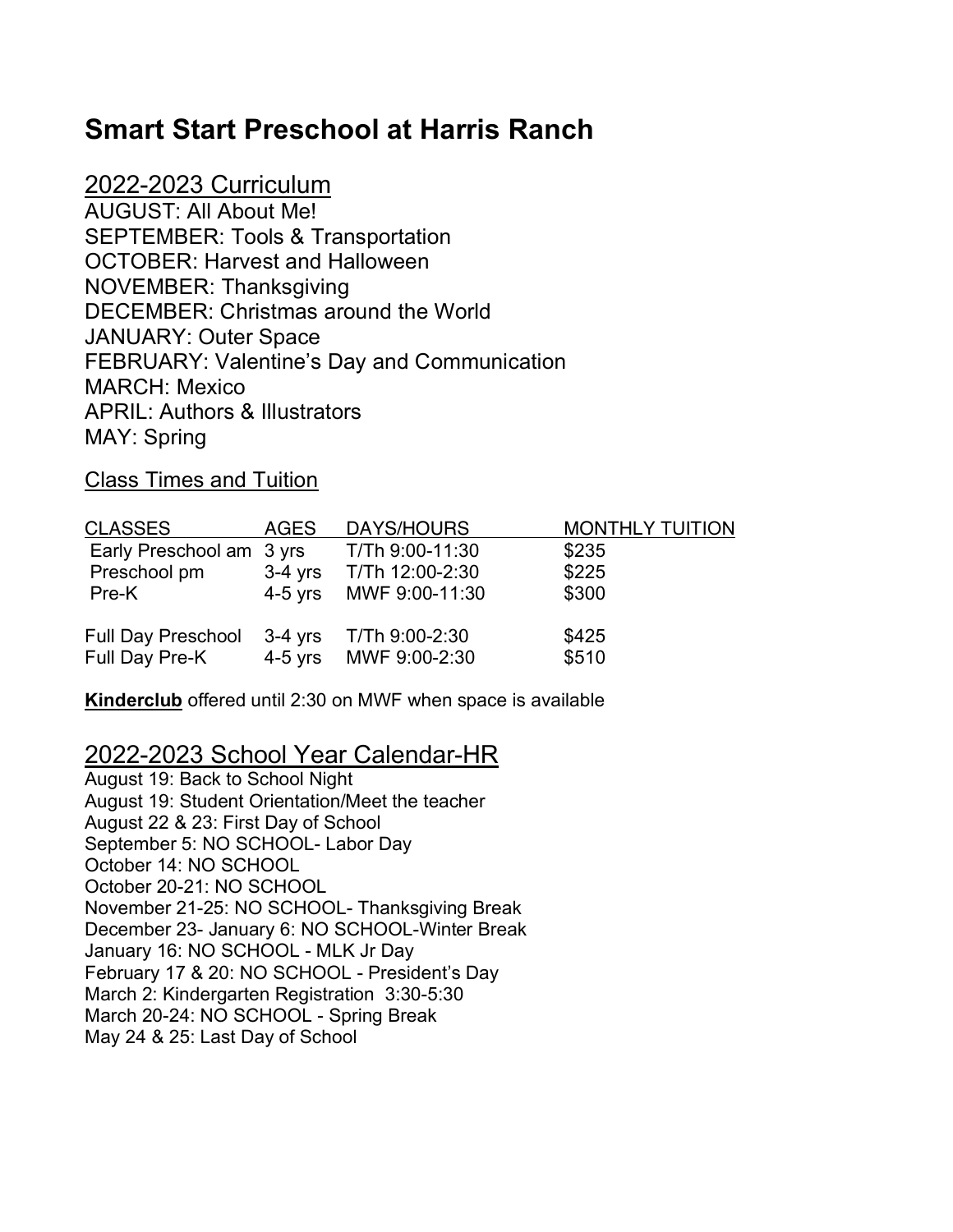# Smart Start Preschool at Harris Ranch

## 2022-2023 Curriculum

AUGUST: All About Me!
SEPTEMBER: Tools & Transportation
OCTOBER: Harvest and Halloween
NOVEMBER: Thanksgiving
DECEMBER: Christmas around the World
JANUARY: Outer Space
FEBRUARY: Valentine's Day and Communication
MARCH: Mexico
APRIL: Authors & Illustrators
MAY: Spring

### Class Times and Tuition

| CLASSES | AGES | DAYS/HOURS | MONTHLY TUITION |
|---|---|---|---|
| Early Preschool am | 3 yrs | T/Th 9:00-11:30 | $235 |
| Preschool pm | 3-4 yrs | T/Th 12:00-2:30 | $225 |
| Pre-K | 4-5 yrs | MWF 9:00-11:30 | $300 |
| Full Day Preschool | 3-4 yrs | T/Th 9:00-2:30 | $425 |
| Full Day Pre-K | 4-5 yrs | MWF 9:00-2:30 | $510 |

**Kinderclub** offered until 2:30 on MWF when space is available

## 2022-2023 School Year Calendar-HR

August 19: Back to School Night
August 19: Student Orientation/Meet the teacher
August 22 & 23: First Day of School
September 5: NO SCHOOL- Labor Day
October 14: NO SCHOOL
October 20-21: NO SCHOOL
November 21-25: NO SCHOOL- Thanksgiving Break
December 23- January 6: NO SCHOOL-Winter Break
January 16: NO SCHOOL - MLK Jr Day
February 17 & 20: NO SCHOOL - President's Day
March 2: Kindergarten Registration 3:30-5:30
March 20-24: NO SCHOOL - Spring Break
May 24 & 25: Last Day of School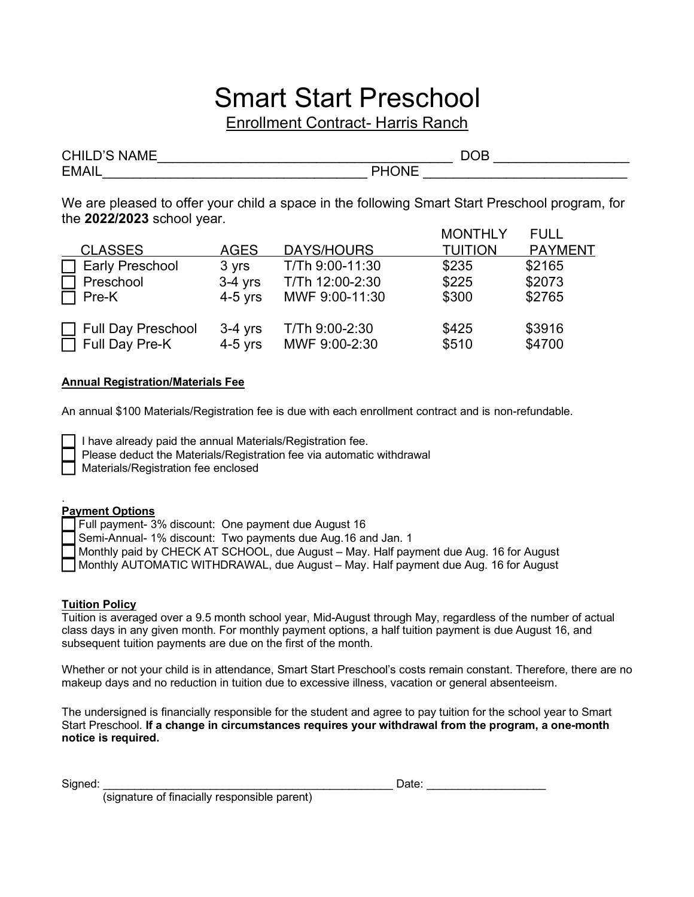# Smart Start Preschool

Enrollment Contract- Harris Ranch

CHILD'S NAME________________________________________ DOB __________________
EMAIL____________________________________ PHONE ____________________________

We are pleased to offer your child a space in the following Smart Start Preschool program, for the **2022/2023** school year.

| CLASSES | AGES | DAYS/HOURS | MONTHLY TUITION | FULL PAYMENT |
|---|---|---|---|---|
| ☐ Early Preschool | 3 yrs | T/Th 9:00-11:30 | $235 | $2165 |
| ☐ Preschool | 3-4 yrs | T/Th 12:00-2:30 | $225 | $2073 |
| ☐ Pre-K | 4-5 yrs | MWF 9:00-11:30 | $300 | $2765 |
| ☐ Full Day Preschool | 3-4 yrs | T/Th 9:00-2:30 | $425 | $3916 |
| ☐ Full Day Pre-K | 4-5 yrs | MWF 9:00-2:30 | $510 | $4700 |

**Annual Registration/Materials Fee**

An annual $100 Materials/Registration fee is due with each enrollment contract and is non-refundable.

☐ I have already paid the annual Materials/Registration fee.
☐ Please deduct the Materials/Registration fee via automatic withdrawal
☐ Materials/Registration fee enclosed

**Payment Options**

☐ Full payment- 3% discount: One payment due August 16
☐ Semi-Annual- 1% discount: Two payments due Aug.16 and Jan. 1
☐ Monthly paid by CHECK AT SCHOOL, due August – May. Half payment due Aug. 16 for August
☐ Monthly AUTOMATIC WITHDRAWAL, due August – May. Half payment due Aug. 16 for August

**Tuition Policy**

Tuition is averaged over a 9.5 month school year, Mid-August through May, regardless of the number of actual class days in any given month. For monthly payment options, a half tuition payment is due August 16, and subsequent tuition payments are due on the first of the month.

Whether or not your child is in attendance, Smart Start Preschool's costs remain constant. Therefore, there are no makeup days and no reduction in tuition due to excessive illness, vacation or general absenteeism.

The undersigned is financially responsible for the student and agree to pay tuition for the school year to Smart Start Preschool. **If a change in circumstances requires your withdrawal from the program, a one-month notice is required.**

Signed: ________________________________________________ Date: ___________________
(signature of finacially responsible parent)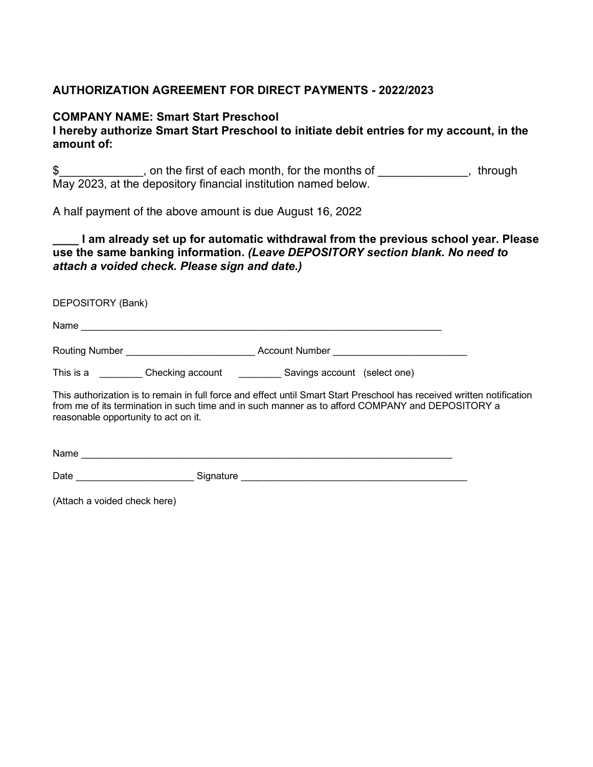**AUTHORIZATION AGREEMENT FOR DIRECT PAYMENTS - 2022/2023**

**COMPANY NAME: Smart Start Preschool**
**I hereby authorize Smart Start Preschool to initiate debit entries for my account, in the amount of:**

$_____________, on the first of each month, for the months of ______________, through May 2023, at the depository financial institution named below.

A half payment of the above amount is due August 16, 2022

**____ I am already set up for automatic withdrawal from the previous school year. Please use the same banking information.** ***(Leave DEPOSITORY section blank. No need to attach a voided check. Please sign and date.)***

DEPOSITORY (Bank)

Name ______________________________________________________________________

Routing Number ________________________ Account Number _________________________

This is a ________ Checking account ________ Savings account (select one)

This authorization is to remain in full force and effect until Smart Start Preschool has received written notification from me of its termination in such time and in such manner as to afford COMPANY and DEPOSITORY a reasonable opportunity to act on it.

Name ________________________________________________________________________

Date ______________________ Signature ___________________________________________

(Attach a voided check here)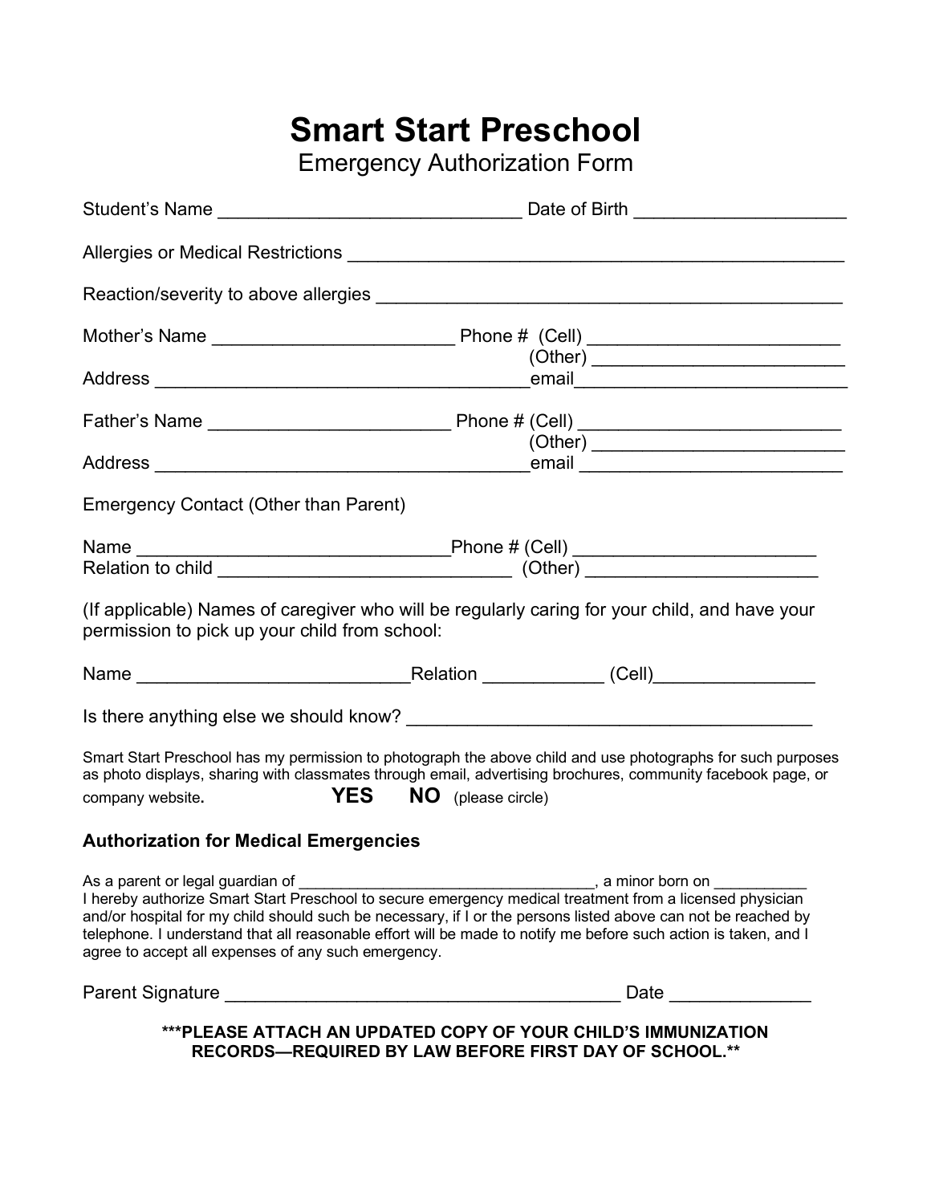# Smart Start Preschool

Emergency Authorization Form

Student's Name ______________________________ Date of Birth ____________________

Allergies or Medical Restrictions ________________________________________________

Reaction/severity to above allergies ______________________________________________

Mother's Name ________________________ Phone # (Cell) _________________________
(Other) _________________________

Address _____________________________________email__________________________

Father's Name ________________________ Phone # (Cell) _________________________
(Other) _________________________

Address _____________________________________email _________________________

Emergency Contact (Other than Parent)

Name ______________________________Phone # (Cell) ________________________
Relation to child ____________________________ (Other) ______________________

(If applicable) Names of caregiver who will be regularly caring for your child, and have your permission to pick up your child from school:

Name __________________________Relation ___________ (Cell)________________

Is there anything else we should know? _______________________________________

Smart Start Preschool has my permission to photograph the above child and use photographs for such purposes as photo displays, sharing with classmates through email, advertising brochures, community facebook page, or company website. **YES** **NO** (please circle)

### Authorization for Medical Emergencies

As a parent or legal guardian of ___________________________________, a minor born on ___________
I hereby authorize Smart Start Preschool to secure emergency medical treatment from a licensed physician and/or hospital for my child should such be necessary, if I or the persons listed above can not be reached by telephone. I understand that all reasonable effort will be made to notify me before such action is taken, and I agree to accept all expenses of any such emergency.

Parent Signature _______________________________________ Date ______________

**\*\*\*PLEASE ATTACH AN UPDATED COPY OF YOUR CHILD'S IMMUNIZATION RECORDS—REQUIRED BY LAW BEFORE FIRST DAY OF SCHOOL.\*\***